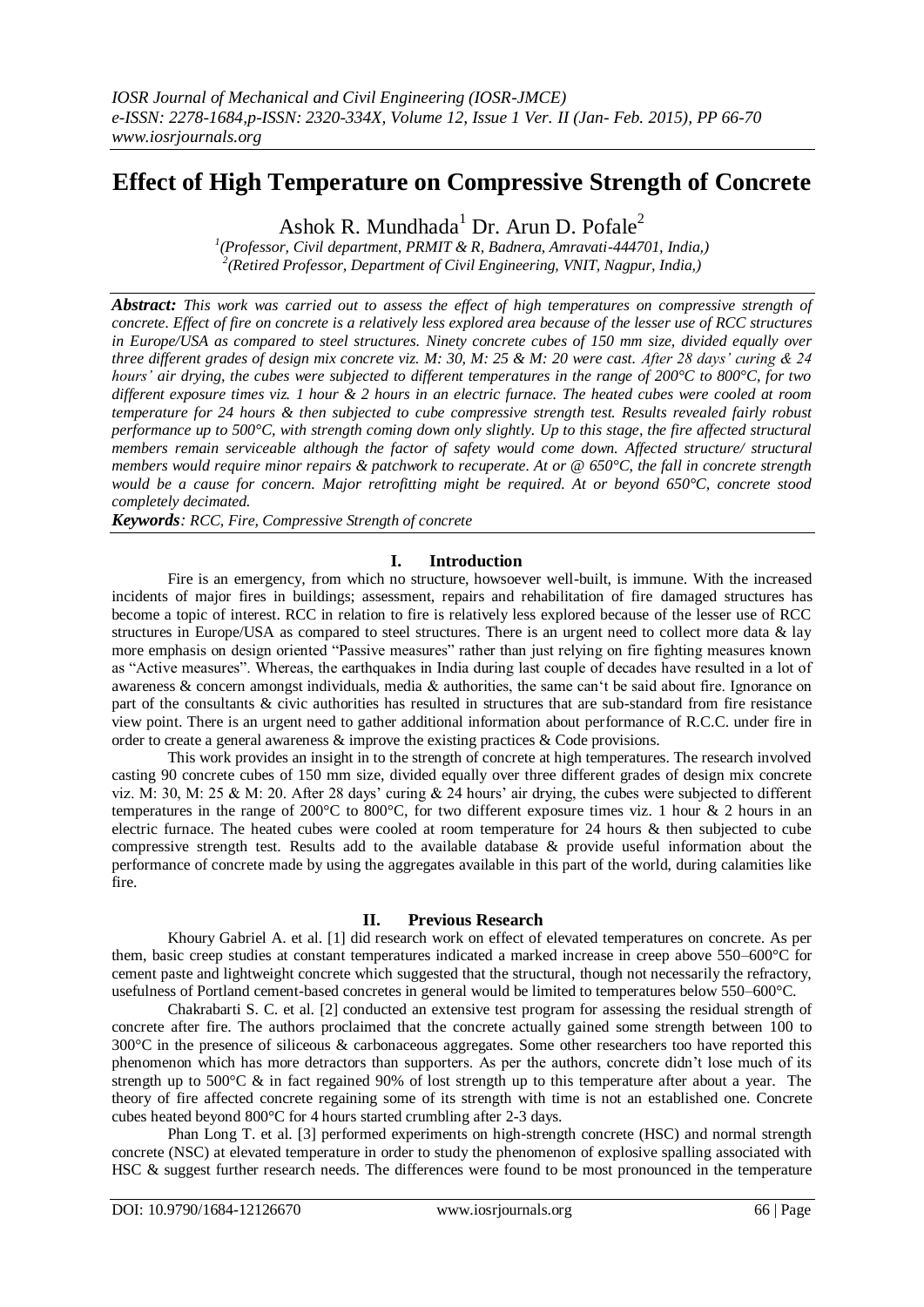# Effect of High Temperature on Compressive Strength of Concrete

Ashok R. Mundhada[1] Dr. Arun D. Pofale[2]

[1](Professor, Civil department, PRMIT & R, Badnera, Amravati-444701, India,)
[2](Retired Professor, Department of Civil Engineering, VNIT, Nagpur, India,)

***Abstract:*** *This work was carried out to assess the effect of high temperatures on compressive strength of concrete. Effect of fire on concrete is a relatively less explored area because of the lesser use of RCC structures in Europe/USA as compared to steel structures. Ninety concrete cubes of 150 mm size, divided equally over three different grades of design mix concrete viz. M: 30, M: 25 & M: 20 were cast. After 28 days' curing & 24 hours' air drying, the cubes were subjected to different temperatures in the range of 200°C to 800°C, for two different exposure times viz. 1 hour & 2 hours in an electric furnace. The heated cubes were cooled at room temperature for 24 hours & then subjected to cube compressive strength test. Results revealed fairly robust performance up to 500°C, with strength coming down only slightly. Up to this stage, the fire affected structural members remain serviceable although the factor of safety would come down. Affected structure/ structural members would require minor repairs & patchwork to recuperate. At or @ 650°C, the fall in concrete strength would be a cause for concern. Major retrofitting might be required. At or beyond 650°C, concrete stood completely decimated.*

***Keywords****: RCC, Fire, Compressive Strength of concrete*

## I. Introduction

Fire is an emergency, from which no structure, howsoever well-built, is immune. With the increased incidents of major fires in buildings; assessment, repairs and rehabilitation of fire damaged structures has become a topic of interest. RCC in relation to fire is relatively less explored because of the lesser use of RCC structures in Europe/USA as compared to steel structures. There is an urgent need to collect more data & lay more emphasis on design oriented "Passive measures" rather than just relying on fire fighting measures known as "Active measures". Whereas, the earthquakes in India during last couple of decades have resulted in a lot of awareness & concern amongst individuals, media & authorities, the same can't be said about fire. Ignorance on part of the consultants & civic authorities has resulted in structures that are sub-standard from fire resistance view point. There is an urgent need to gather additional information about performance of R.C.C. under fire in order to create a general awareness & improve the existing practices & Code provisions.

This work provides an insight in to the strength of concrete at high temperatures. The research involved casting 90 concrete cubes of 150 mm size, divided equally over three different grades of design mix concrete viz. M: 30, M: 25 & M: 20. After 28 days' curing & 24 hours' air drying, the cubes were subjected to different temperatures in the range of 200°C to 800°C, for two different exposure times viz. 1 hour & 2 hours in an electric furnace. The heated cubes were cooled at room temperature for 24 hours & then subjected to cube compressive strength test. Results add to the available database & provide useful information about the performance of concrete made by using the aggregates available in this part of the world, during calamities like fire.

## II. Previous Research

Khoury Gabriel A. et al. [1] did research work on effect of elevated temperatures on concrete. As per them, basic creep studies at constant temperatures indicated a marked increase in creep above 550–600°C for cement paste and lightweight concrete which suggested that the structural, though not necessarily the refractory, usefulness of Portland cement-based concretes in general would be limited to temperatures below 550–600°C.

Chakrabarti S. C. et al. [2] conducted an extensive test program for assessing the residual strength of concrete after fire. The authors proclaimed that the concrete actually gained some strength between 100 to 300°C in the presence of siliceous & carbonaceous aggregates. Some other researchers too have reported this phenomenon which has more detractors than supporters. As per the authors, concrete didn't lose much of its strength up to 500°C & in fact regained 90% of lost strength up to this temperature after about a year. The theory of fire affected concrete regaining some of its strength with time is not an established one. Concrete cubes heated beyond 800°C for 4 hours started crumbling after 2-3 days.

Phan Long T. et al. [3] performed experiments on high-strength concrete (HSC) and normal strength concrete (NSC) at elevated temperature in order to study the phenomenon of explosive spalling associated with HSC & suggest further research needs. The differences were found to be most pronounced in the temperature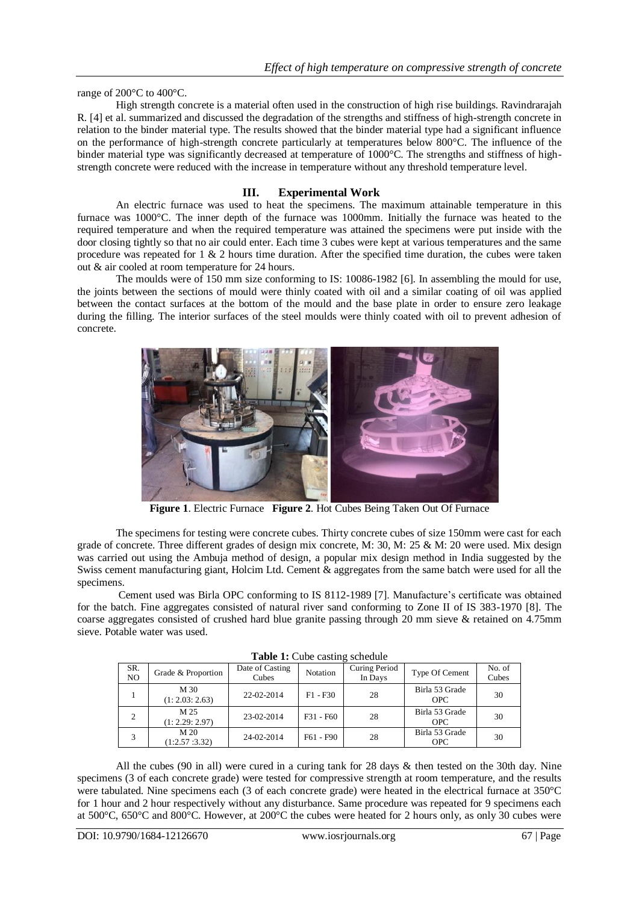range of 200°C to 400°C.

High strength concrete is a material often used in the construction of high rise buildings. Ravindrarajah R. [4] et al. summarized and discussed the degradation of the strengths and stiffness of high-strength concrete in relation to the binder material type. The results showed that the binder material type had a significant influence on the performance of high-strength concrete particularly at temperatures below 800°C. The influence of the binder material type was significantly decreased at temperature of 1000°C. The strengths and stiffness of high-strength concrete were reduced with the increase in temperature without any threshold temperature level.

## III. Experimental Work

An electric furnace was used to heat the specimens. The maximum attainable temperature in this furnace was 1000°C. The inner depth of the furnace was 1000mm. Initially the furnace was heated to the required temperature and when the required temperature was attained the specimens were put inside with the door closing tightly so that no air could enter. Each time 3 cubes were kept at various temperatures and the same procedure was repeated for 1 & 2 hours time duration. After the specified time duration, the cubes were taken out & air cooled at room temperature for 24 hours.

The moulds were of 150 mm size conforming to IS: 10086-1982 [6]. In assembling the mould for use, the joints between the sections of mould were thinly coated with oil and a similar coating of oil was applied between the contact surfaces at the bottom of the mould and the base plate in order to ensure zero leakage during the filling. The interior surfaces of the steel moulds were thinly coated with oil to prevent adhesion of concrete.

**Figure 1**. Electric Furnace **Figure 2**. Hot Cubes Being Taken Out Of Furnace

The specimens for testing were concrete cubes. Thirty concrete cubes of size 150mm were cast for each grade of concrete. Three different grades of design mix concrete, M: 30, M: 25 & M: 20 were used. Mix design was carried out using the Ambuja method of design, a popular mix design method in India suggested by the Swiss cement manufacturing giant, Holcim Ltd. Cement & aggregates from the same batch were used for all the specimens.

Cement used was Birla OPC conforming to IS 8112-1989 [7]. Manufacture's certificate was obtained for the batch. Fine aggregates consisted of natural river sand conforming to Zone II of IS 383-1970 [8]. The coarse aggregates consisted of crushed hard blue granite passing through 20 mm sieve & retained on 4.75mm sieve. Potable water was used.

**Table 1:** Cube casting schedule

| SR. NO | Grade & Proportion | Date of Casting Cubes | Notation | Curing Period In Days | Type Of Cement | No. of Cubes |
|---|---|---|---|---|---|---|
| 1 | M 30 (1: 2.03: 2.63) | 22-02-2014 | F1 - F30 | 28 | Birla 53 Grade OPC | 30 |
| 2 | M 25 (1: 2.29: 2.97) | 23-02-2014 | F31 - F60 | 28 | Birla 53 Grade OPC | 30 |
| 3 | M 20 (1:2.57 :3.32) | 24-02-2014 | F61 - F90 | 28 | Birla 53 Grade OPC | 30 |

All the cubes (90 in all) were cured in a curing tank for 28 days & then tested on the 30th day. Nine specimens (3 of each concrete grade) were tested for compressive strength at room temperature, and the results were tabulated. Nine specimens each (3 of each concrete grade) were heated in the electrical furnace at 350°C for 1 hour and 2 hour respectively without any disturbance. Same procedure was repeated for 9 specimens each at 500°C, 650°C and 800°C. However, at 200°C the cubes were heated for 2 hours only, as only 30 cubes were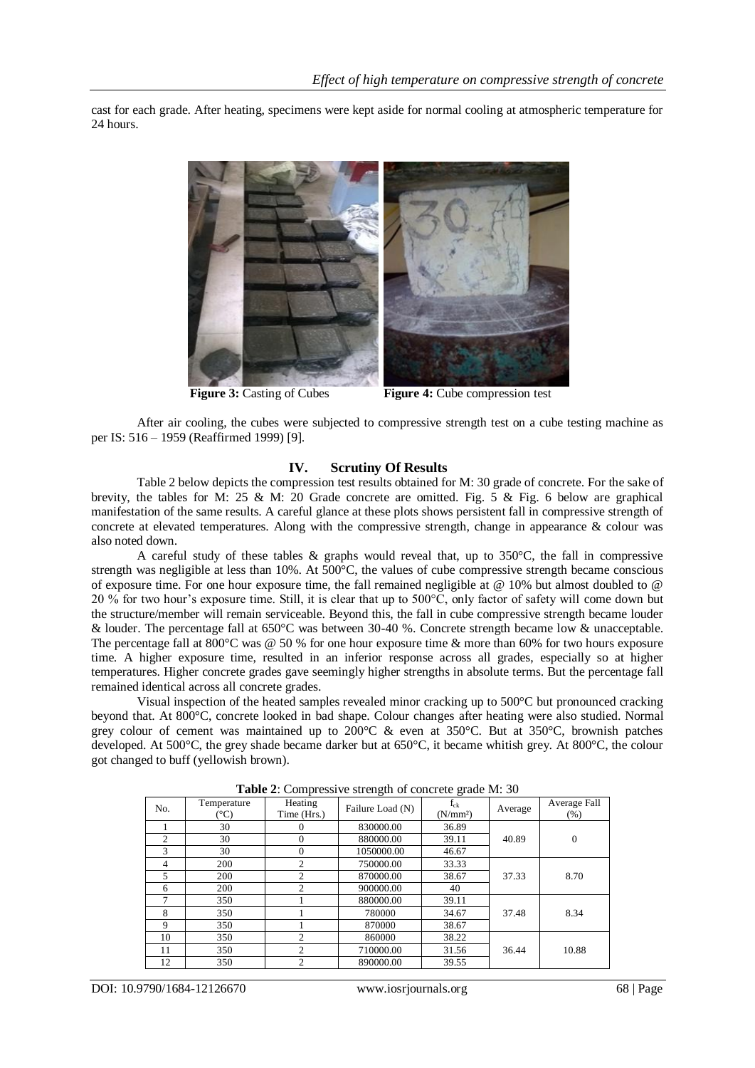cast for each grade. After heating, specimens were kept aside for normal cooling at atmospheric temperature for 24 hours.

**Figure 3:** Casting of Cubes **Figure 4:** Cube compression test

After air cooling, the cubes were subjected to compressive strength test on a cube testing machine as per IS: 516 – 1959 (Reaffirmed 1999) [9].

## IV. Scrutiny Of Results

Table 2 below depicts the compression test results obtained for M: 30 grade of concrete. For the sake of brevity, the tables for M: 25 & M: 20 Grade concrete are omitted. Fig. 5 & Fig. 6 below are graphical manifestation of the same results. A careful glance at these plots shows persistent fall in compressive strength of concrete at elevated temperatures. Along with the compressive strength, change in appearance & colour was also noted down.

A careful study of these tables & graphs would reveal that, up to 350°C, the fall in compressive strength was negligible at less than 10%. At 500°C, the values of cube compressive strength became conscious of exposure time. For one hour exposure time, the fall remained negligible at @ 10% but almost doubled to @ 20 % for two hour's exposure time. Still, it is clear that up to 500°C, only factor of safety will come down but the structure/member will remain serviceable. Beyond this, the fall in cube compressive strength became louder & louder. The percentage fall at 650°C was between 30-40 %. Concrete strength became low & unacceptable. The percentage fall at 800°C was @ 50 % for one hour exposure time & more than 60% for two hours exposure time. A higher exposure time, resulted in an inferior response across all grades, especially so at higher temperatures. Higher concrete grades gave seemingly higher strengths in absolute terms. But the percentage fall remained identical across all concrete grades.

Visual inspection of the heated samples revealed minor cracking up to 500°C but pronounced cracking beyond that. At 800°C, concrete looked in bad shape. Colour changes after heating were also studied. Normal grey colour of cement was maintained up to 200°C & even at 350°C. But at 350°C, brownish patches developed. At 500°C, the grey shade became darker but at 650°C, it became whitish grey. At 800°C, the colour got changed to buff (yellowish brown).

**Table 2**: Compressive strength of concrete grade M: 30

| No. | Temperature (°C) | Heating Time (Hrs.) | Failure Load (N) | $f_{ck}$ (N/mm²) | Average | Average Fall (%) |
|---|---|---|---|---|---|---|
| 1 | 30 | 0 | 830000.00 | 36.89 | 40.89 | 0 |
| 2 | 30 | 0 | 880000.00 | 39.11 | | |
| 3 | 30 | 0 | 1050000.00 | 46.67 | | |
| 4 | 200 | 2 | 750000.00 | 33.33 | 37.33 | 8.70 |
| 5 | 200 | 2 | 870000.00 | 38.67 | | |
| 6 | 200 | 2 | 900000.00 | 40 | | |
| 7 | 350 | 1 | 880000.00 | 39.11 | 37.48 | 8.34 |
| 8 | 350 | 1 | 780000 | 34.67 | | |
| 9 | 350 | 1 | 870000 | 38.67 | | |
| 10 | 350 | 2 | 860000 | 38.22 | 36.44 | 10.88 |
| 11 | 350 | 2 | 710000.00 | 31.56 | | |
| 12 | 350 | 2 | 890000.00 | 39.55 | | |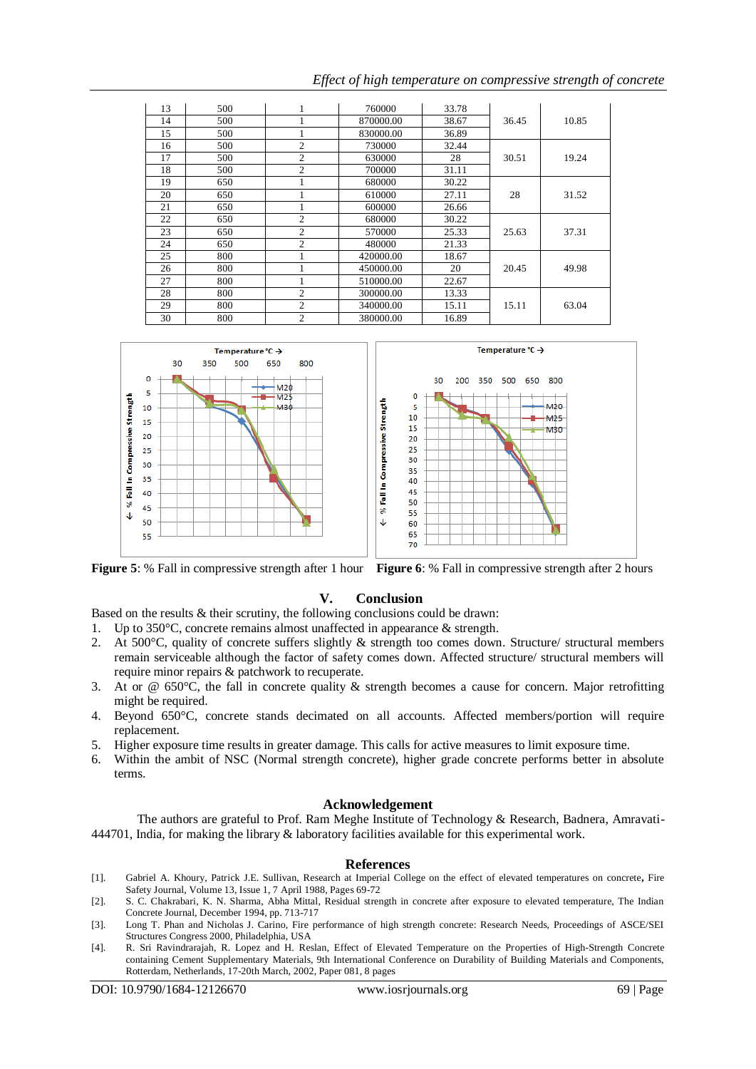| 13 | 500 | 1 | 760000 | 33.78 | 36.45 | 10.85 |
|---|---|---|---|---|---|---|
| 14 | 500 | 1 | 870000.00 | 38.67 | | |
| 15 | 500 | 1 | 830000.00 | 36.89 | | |
| 16 | 500 | 2 | 730000 | 32.44 | 30.51 | 19.24 |
| 17 | 500 | 2 | 630000 | 28 | | |
| 18 | 500 | 2 | 700000 | 31.11 | | |
| 19 | 650 | 1 | 680000 | 30.22 | 28 | 31.52 |
| 20 | 650 | 1 | 610000 | 27.11 | | |
| 21 | 650 | 1 | 600000 | 26.66 | | |
| 22 | 650 | 2 | 680000 | 30.22 | 25.63 | 37.31 |
| 23 | 650 | 2 | 570000 | 25.33 | | |
| 24 | 650 | 2 | 480000 | 21.33 | | |
| 25 | 800 | 1 | 420000.00 | 18.67 | 20.45 | 49.98 |
| 26 | 800 | 1 | 450000.00 | 20 | | |
| 27 | 800 | 1 | 510000.00 | 22.67 | | |
| 28 | 800 | 2 | 300000.00 | 13.33 | 15.11 | 63.04 |
| 29 | 800 | 2 | 340000.00 | 15.11 | | |
| 30 | 800 | 2 | 380000.00 | 16.89 | | |

**Figure 5**: % Fall in compressive strength after 1 hour

**Figure 6**: % Fall in compressive strength after 2 hours

## V. Conclusion

Based on the results & their scrutiny, the following conclusions could be drawn:

1. Up to 350°C, concrete remains almost unaffected in appearance & strength.
2. At 500°C, quality of concrete suffers slightly & strength too comes down. Structure/ structural members remain serviceable although the factor of safety comes down. Affected structure/ structural members will require minor repairs & patchwork to recuperate.
3. At or @ 650°C, the fall in concrete quality & strength becomes a cause for concern. Major retrofitting might be required.
4. Beyond 650°C, concrete stands decimated on all accounts. Affected members/portion will require replacement.
5. Higher exposure time results in greater damage. This calls for active measures to limit exposure time.
6. Within the ambit of NSC (Normal strength concrete), higher grade concrete performs better in absolute terms.

## Acknowledgement

The authors are grateful to Prof. Ram Meghe Institute of Technology & Research, Badnera, Amravati-444701, India, for making the library & laboratory facilities available for this experimental work.

## References

[1]. Gabriel A. Khoury, Patrick J.E. Sullivan, Research at Imperial College on the effect of elevated temperatures on concrete**,** Fire Safety Journal, Volume 13, Issue 1, 7 April 1988, Pages 69-72

[2]. S. C. Chakrabari, K. N. Sharma, Abha Mittal, Residual strength in concrete after exposure to elevated temperature, The Indian Concrete Journal, December 1994, pp. 713-717

[3]. Long T. Phan and Nicholas J. Carino, Fire performance of high strength concrete: Research Needs, Proceedings of ASCE/SEI Structures Congress 2000, Philadelphia, USA

[4]. R. Sri Ravindrarajah, R. Lopez and H. Reslan, Effect of Elevated Temperature on the Properties of High-Strength Concrete containing Cement Supplementary Materials, 9th International Conference on Durability of Building Materials and Components, Rotterdam, Netherlands, 17-20th March, 2002, Paper 081, 8 pages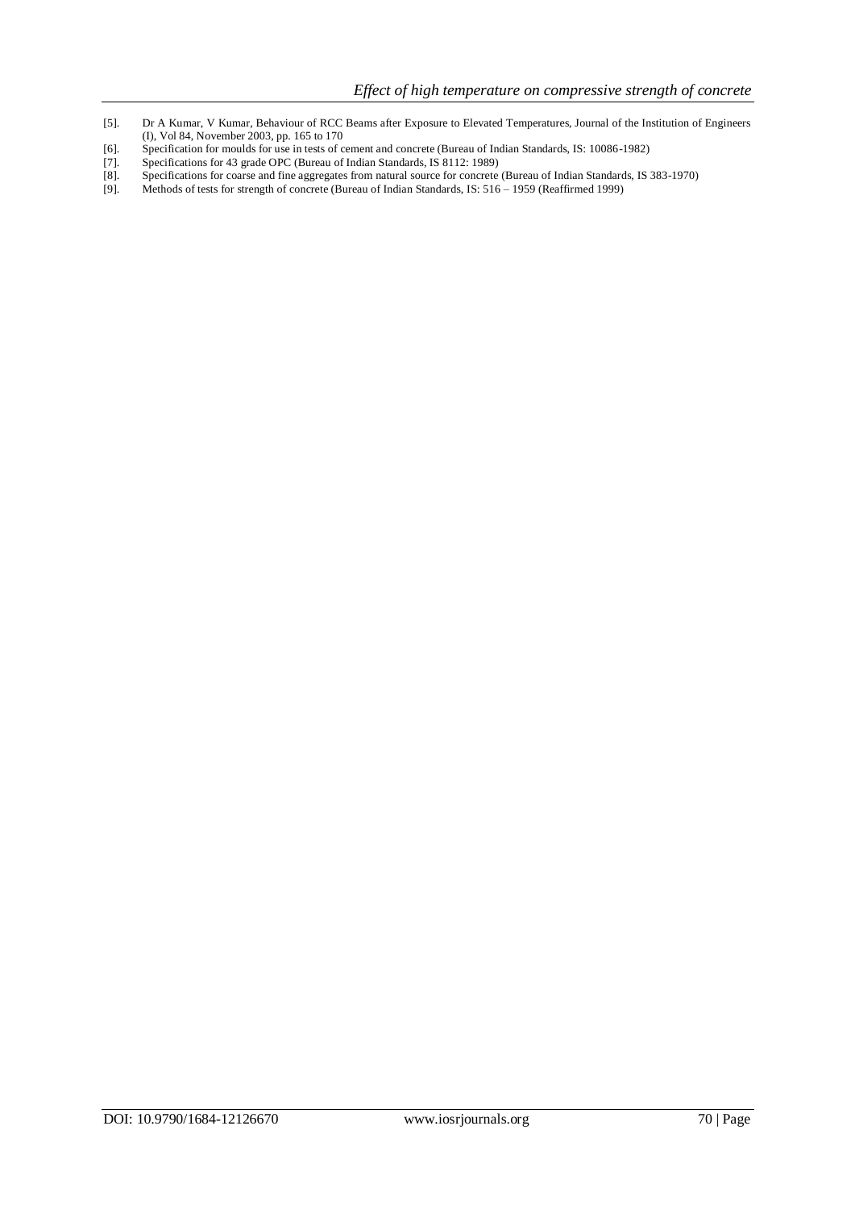[5]. Dr A Kumar, V Kumar, Behaviour of RCC Beams after Exposure to Elevated Temperatures, Journal of the Institution of Engineers (I), Vol 84, November 2003, pp. 165 to 170

[6]. Specification for moulds for use in tests of cement and concrete (Bureau of Indian Standards, IS: 10086-1982)

[7]. Specifications for 43 grade OPC (Bureau of Indian Standards, IS 8112: 1989)

[8]. Specifications for coarse and fine aggregates from natural source for concrete (Bureau of Indian Standards, IS 383-1970)

[9]. Methods of tests for strength of concrete (Bureau of Indian Standards, IS: 516 – 1959 (Reaffirmed 1999)